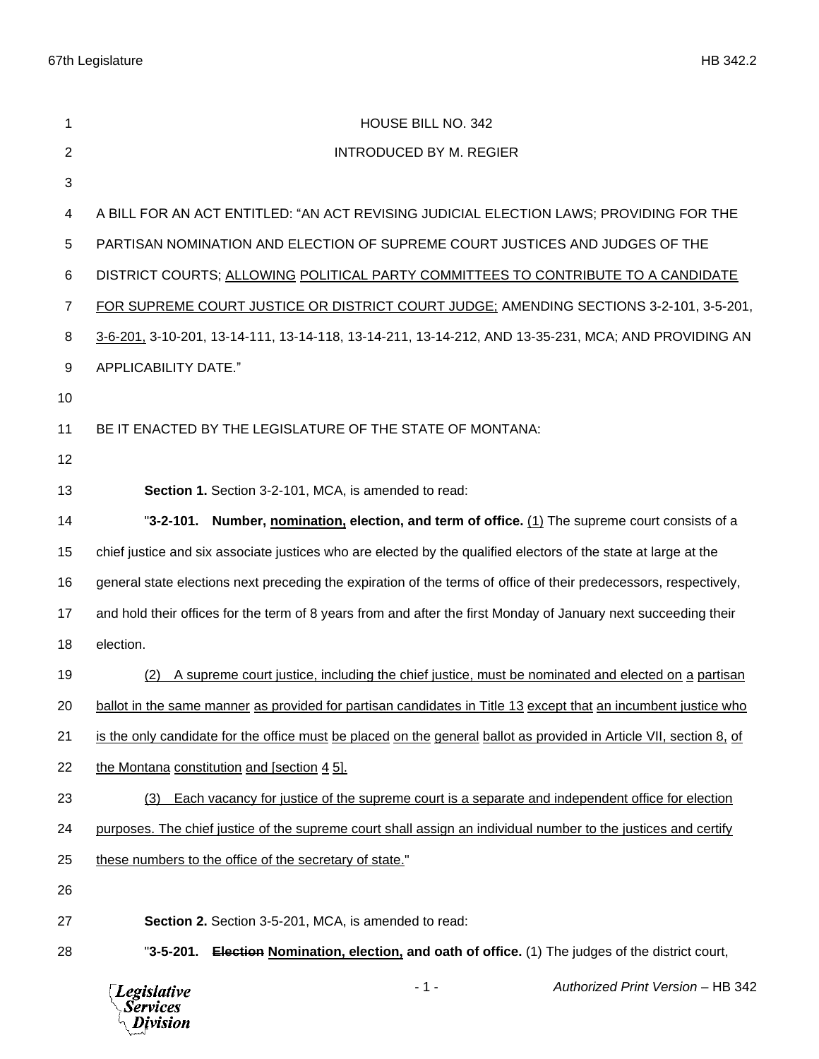HOUSE BILL NO. 342

INTRODUCED BY M. REGIER

A BILL FOR AN ACT ENTITLED: "AN ACT REVISING JUDICIAL ELECTION LAWS; PROVIDING FOR THE PARTISAN NOMINATION AND ELECTION OF SUPREME COURT JUSTICES AND JUDGES OF THE DISTRICT COURTS; ALLOWING POLITICAL PARTY COMMITTEES TO CONTRIBUTE TO A CANDIDATE FOR SUPREME COURT JUSTICE OR DISTRICT COURT JUDGE; AMENDING SECTIONS 3-2-101, 3-5-201, 3-6-201, 3-10-201, 13-14-111, 13-14-118, 13-14-211, 13-14-212, AND 13-35-231, MCA; AND PROVIDING AN APPLICABILITY DATE."

BE IT ENACTED BY THE LEGISLATURE OF THE STATE OF MONTANA:

**Section 1.** Section 3-2-101, MCA, is amended to read:

"**3-2-101. Number, nomination, election, and term of office.** (1) The supreme court consists of a chief justice and six associate justices who are elected by the qualified electors of the state at large at the general state elections next preceding the expiration of the terms of office of their predecessors, respectively, and hold their offices for the term of 8 years from and after the first Monday of January next succeeding their election.

(2) A supreme court justice, including the chief justice, must be nominated and elected on a partisan ballot in the same manner as provided for partisan candidates in Title 13 except that an incumbent justice who is the only candidate for the office must be placed on the general ballot as provided in Article VII, section 8, of the Montana constitution and [section ~~4~~ 5].

(3) Each vacancy for justice of the supreme court is a separate and independent office for election purposes. The chief justice of the supreme court shall assign an individual number to the justices and certify these numbers to the office of the secretary of state."

**Section 2.** Section 3-5-201, MCA, is amended to read:

"**3-5-201. ~~Election~~ Nomination, election, and oath of office.** (1) The judges of the district court,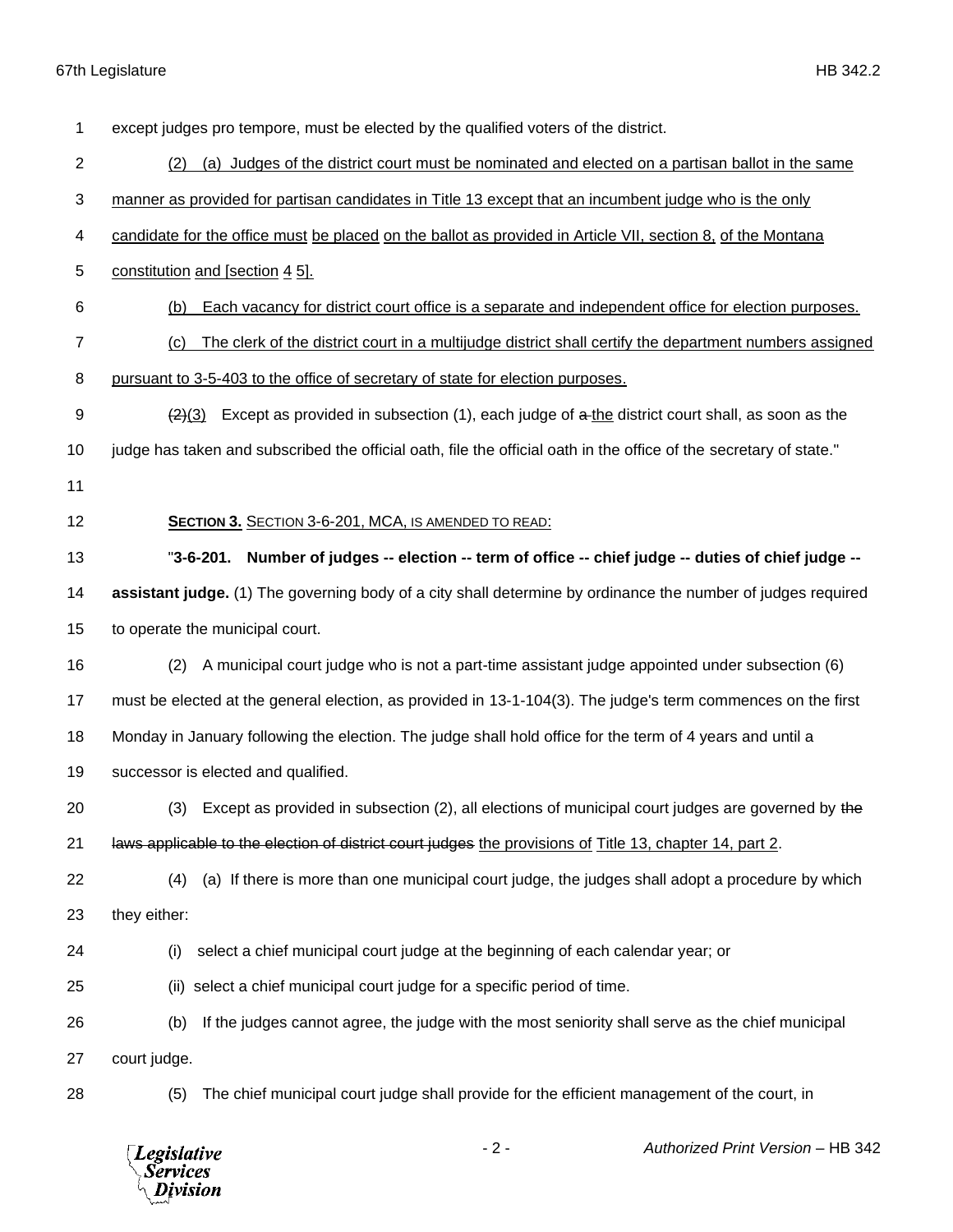except judges pro tempore, must be elected by the qualified voters of the district.

(2) (a) Judges of the district court must be nominated and elected on a partisan ballot in the same manner as provided for partisan candidates in Title 13 except that an incumbent judge who is the only candidate for the office must be placed on the ballot as provided in Article VII, section 8, of the Montana constitution and [section ~~4~~ 5].

(b) Each vacancy for district court office is a separate and independent office for election purposes.

(c) The clerk of the district court in a multijudge district shall certify the department numbers assigned pursuant to 3-5-403 to the office of secretary of state for election purposes.

~~(2)~~(3) Except as provided in subsection (1), each judge of ~~a~~ the district court shall, as soon as the judge has taken and subscribed the official oath, file the official oath in the office of the secretary of state."

**Section 3.** Section 3-6-201, MCA, is amended to read:

"**3-6-201. Number of judges -- election -- term of office -- chief judge -- duties of chief judge -- assistant judge.** (1) The governing body of a city shall determine by ordinance the number of judges required to operate the municipal court.

(2) A municipal court judge who is not a part-time assistant judge appointed under subsection (6) must be elected at the general election, as provided in 13-1-104(3). The judge's term commences on the first Monday in January following the election. The judge shall hold office for the term of 4 years and until a successor is elected and qualified.

(3) Except as provided in subsection (2), all elections of municipal court judges are governed by ~~the laws applicable to the election of district court judges~~ the provisions of Title 13, chapter 14, part 2.

(4) (a) If there is more than one municipal court judge, the judges shall adopt a procedure by which they either:

(i) select a chief municipal court judge at the beginning of each calendar year; or

(ii) select a chief municipal court judge for a specific period of time.

(b) If the judges cannot agree, the judge with the most seniority shall serve as the chief municipal court judge.

(5) The chief municipal court judge shall provide for the efficient management of the court, in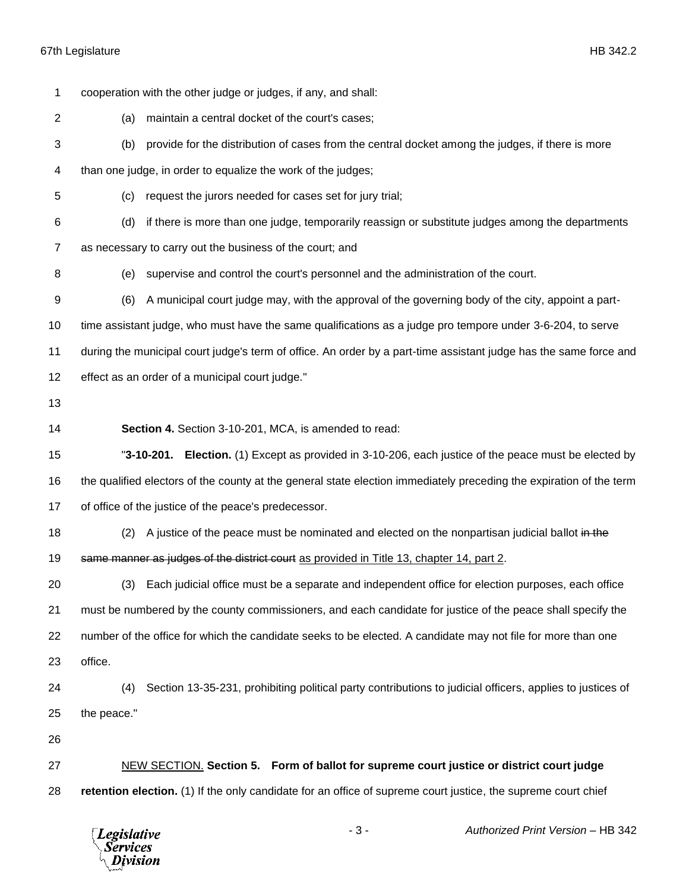cooperation with the other judge or judges, if any, and shall:

(a) maintain a central docket of the court's cases;

(b) provide for the distribution of cases from the central docket among the judges, if there is more than one judge, in order to equalize the work of the judges;

(c) request the jurors needed for cases set for jury trial;

(d) if there is more than one judge, temporarily reassign or substitute judges among the departments as necessary to carry out the business of the court; and

(e) supervise and control the court's personnel and the administration of the court.

(6) A municipal court judge may, with the approval of the governing body of the city, appoint a part-time assistant judge, who must have the same qualifications as a judge pro tempore under 3-6-204, to serve during the municipal court judge's term of office. An order by a part-time assistant judge has the same force and effect as an order of a municipal court judge."

**Section 4.** Section 3-10-201, MCA, is amended to read:

"**3-10-201. Election.** (1) Except as provided in 3-10-206, each justice of the peace must be elected by the qualified electors of the county at the general state election immediately preceding the expiration of the term of office of the justice of the peace's predecessor.

(2) A justice of the peace must be nominated and elected on the nonpartisan judicial ballot ~~in the same manner as judges of the district court~~ <u>as provided in Title 13, chapter 14, part 2</u>.

(3) Each judicial office must be a separate and independent office for election purposes, each office must be numbered by the county commissioners, and each candidate for justice of the peace shall specify the number of the office for which the candidate seeks to be elected. A candidate may not file for more than one office.

(4) Section 13-35-231, prohibiting political party contributions to judicial officers, applies to justices of the peace."

<u>NEW SECTION.</u> **Section 5. Form of ballot for supreme court justice or district court judge retention election.** (1) If the only candidate for an office of supreme court justice, the supreme court chief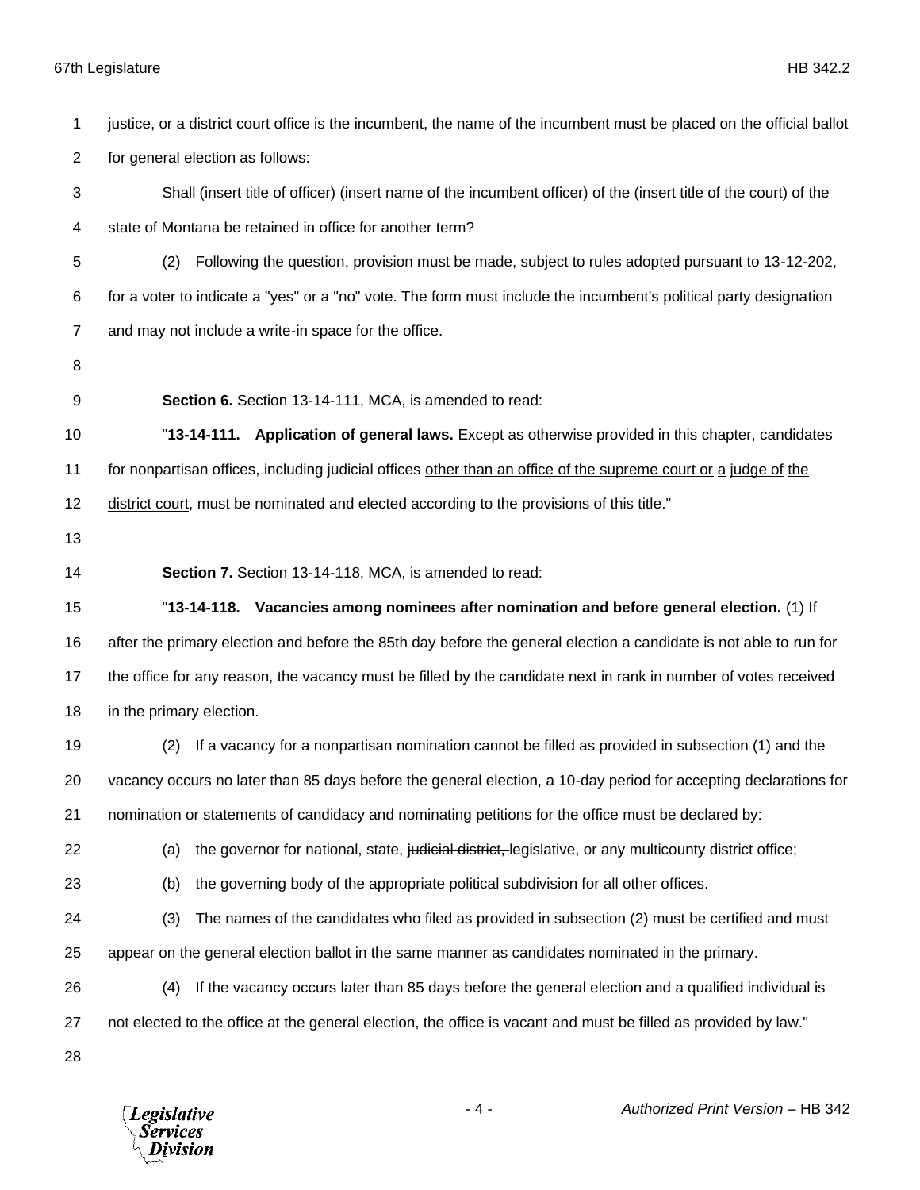justice, or a district court office is the incumbent, the name of the incumbent must be placed on the official ballot for general election as follows:

Shall (insert title of officer) (insert name of the incumbent officer) of the (insert title of the court) of the state of Montana be retained in office for another term?

(2) Following the question, provision must be made, subject to rules adopted pursuant to 13-12-202, for a voter to indicate a "yes" or a "no" vote. The form must include the incumbent's political party designation and may not include a write-in space for the office.

**Section 6.** Section 13-14-111, MCA, is amended to read:

"**13-14-111. Application of general laws.** Except as otherwise provided in this chapter, candidates for nonpartisan offices, including judicial offices <u>other than an office of the supreme court or</u> <u>a</u> <u>judge of</u> <u>the</u> <u>district court</u>, must be nominated and elected according to the provisions of this title."

**Section 7.** Section 13-14-118, MCA, is amended to read:

"**13-14-118. Vacancies among nominees after nomination and before general election.** (1) If after the primary election and before the 85th day before the general election a candidate is not able to run for the office for any reason, the vacancy must be filled by the candidate next in rank in number of votes received in the primary election.

(2) If a vacancy for a nonpartisan nomination cannot be filled as provided in subsection (1) and the vacancy occurs no later than 85 days before the general election, a 10-day period for accepting declarations for nomination or statements of candidacy and nominating petitions for the office must be declared by:

(a) the governor for national, state, ~~judicial district,~~ legislative, or any multicounty district office;

(b) the governing body of the appropriate political subdivision for all other offices.

(3) The names of the candidates who filed as provided in subsection (2) must be certified and must appear on the general election ballot in the same manner as candidates nominated in the primary.

(4) If the vacancy occurs later than 85 days before the general election and a qualified individual is not elected to the office at the general election, the office is vacant and must be filled as provided by law."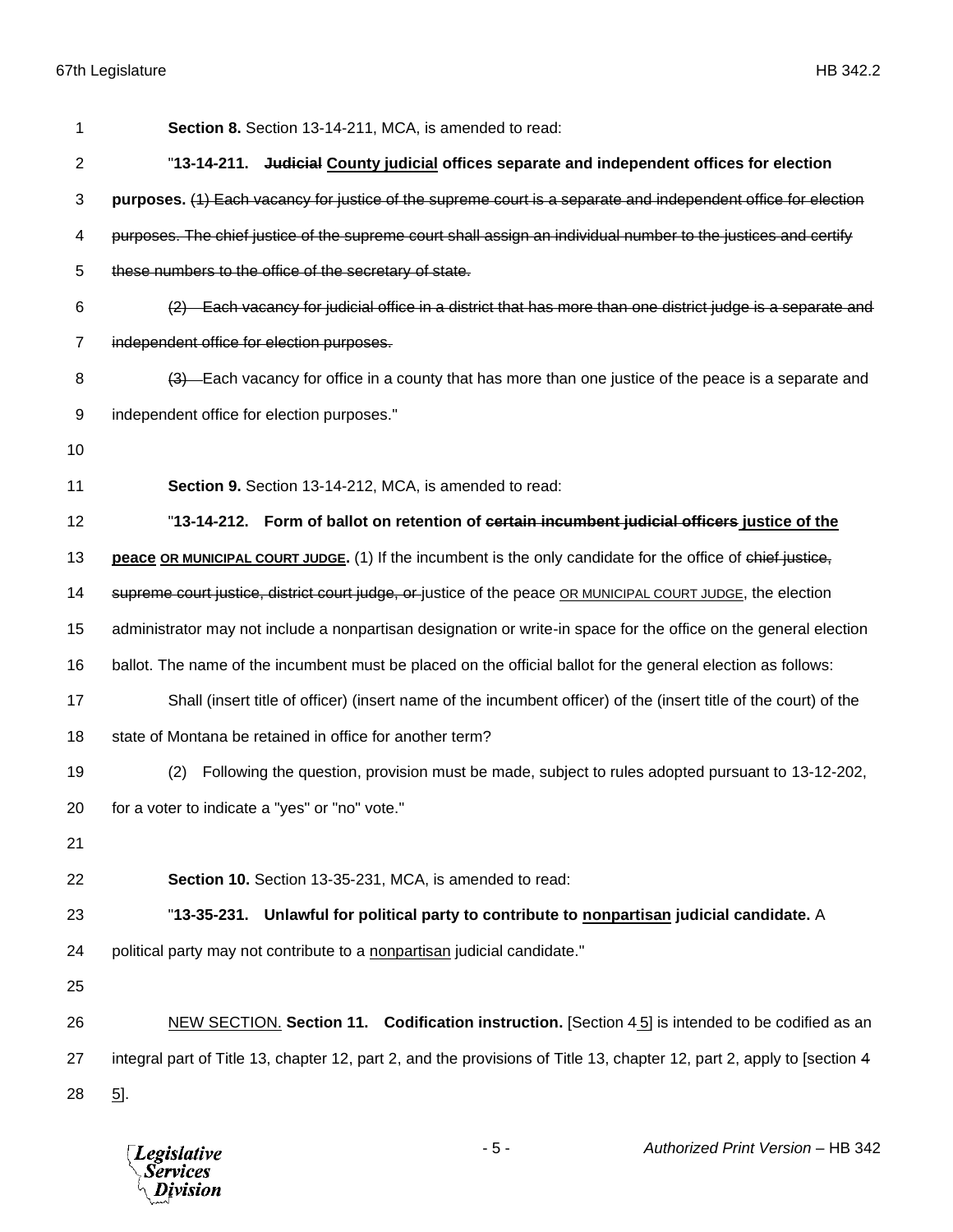**Section 8.** Section 13-14-211, MCA, is amended to read:

"**13-14-211. ~~Judicial~~ <u>County judicial</u> offices separate and independent offices for election purposes.** ~~(1) Each vacancy for justice of the supreme court is a separate and independent office for election purposes. The chief justice of the supreme court shall assign an individual number to the justices and certify these numbers to the office of the secretary of state.~~

~~(2) Each vacancy for judicial office in a district that has more than one district judge is a separate and independent office for election purposes.~~

~~(3)~~ Each vacancy for office in a county that has more than one justice of the peace is a separate and independent office for election purposes."

**Section 9.** Section 13-14-212, MCA, is amended to read:

"**13-14-212. Form of ballot on retention of ~~certain incumbent judicial officers~~ <u>justice of the peace</u> <u>OR MUNICIPAL COURT JUDGE</u>.** (1) If the incumbent is the only candidate for the office of ~~chief justice, supreme court justice, district court judge, or~~ justice of the peace <u>OR MUNICIPAL COURT JUDGE</u>, the election administrator may not include a nonpartisan designation or write-in space for the office on the general election ballot. The name of the incumbent must be placed on the official ballot for the general election as follows:

Shall (insert title of officer) (insert name of the incumbent officer) of the (insert title of the court) of the state of Montana be retained in office for another term?

(2) Following the question, provision must be made, subject to rules adopted pursuant to 13-12-202, for a voter to indicate a "yes" or "no" vote."

**Section 10.** Section 13-35-231, MCA, is amended to read:

"**13-35-231. Unlawful for political party to contribute to <u>nonpartisan</u> judicial candidate.** A political party may not contribute to a <u>nonpartisan</u> judicial candidate."

<u>NEW SECTION.</u> **Section 11. Codification instruction.** [Section ~~4~~ <u>5</u>] is intended to be codified as an integral part of Title 13, chapter 12, part 2, and the provisions of Title 13, chapter 12, part 2, apply to [section ~~4~~ <u>5</u>].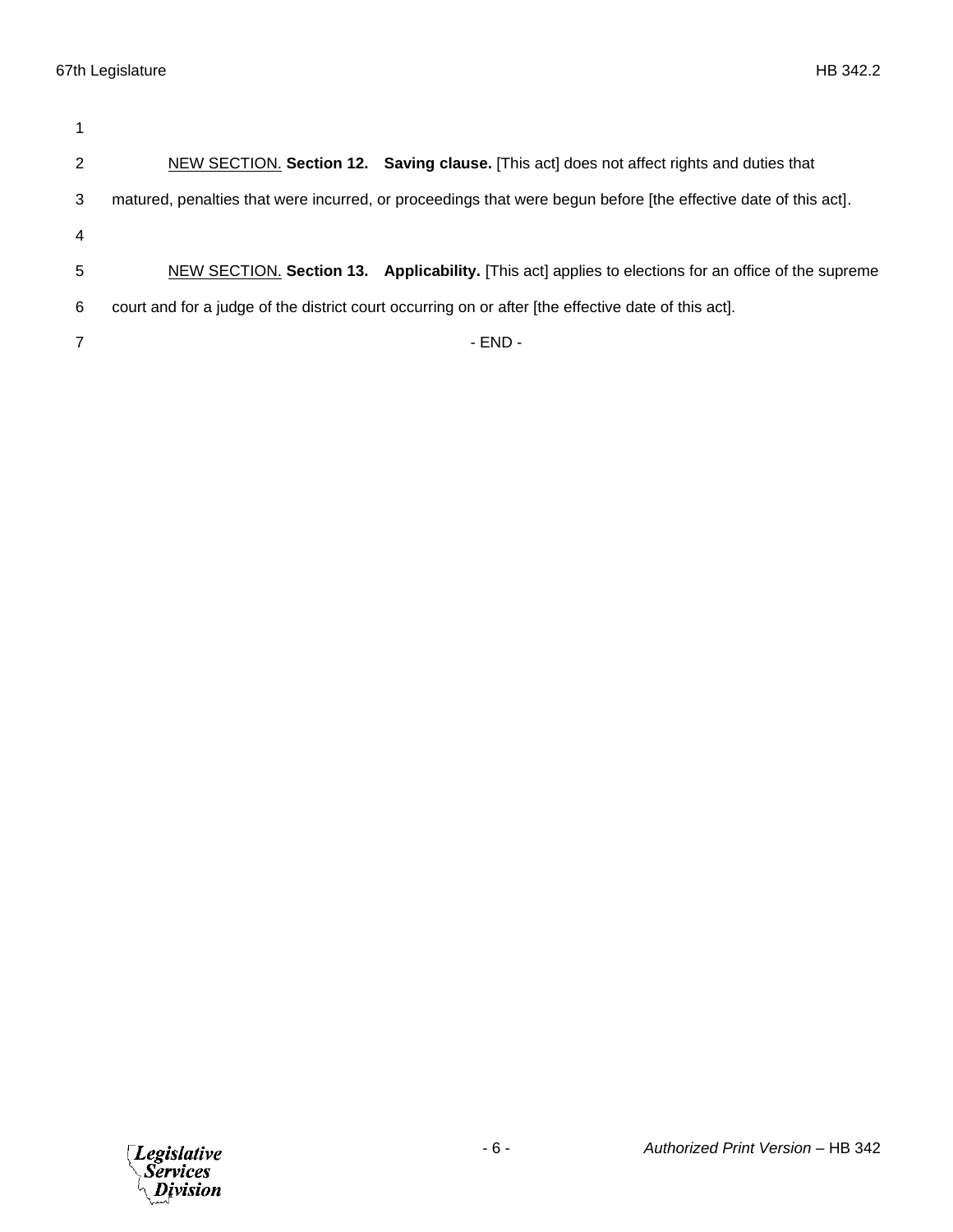NEW SECTION. **Section 12. Saving clause.** [This act] does not affect rights and duties that matured, penalties that were incurred, or proceedings that were begun before [the effective date of this act].

NEW SECTION. **Section 13. Applicability.** [This act] applies to elections for an office of the supreme court and for a judge of the district court occurring on or after [the effective date of this act].

- END -